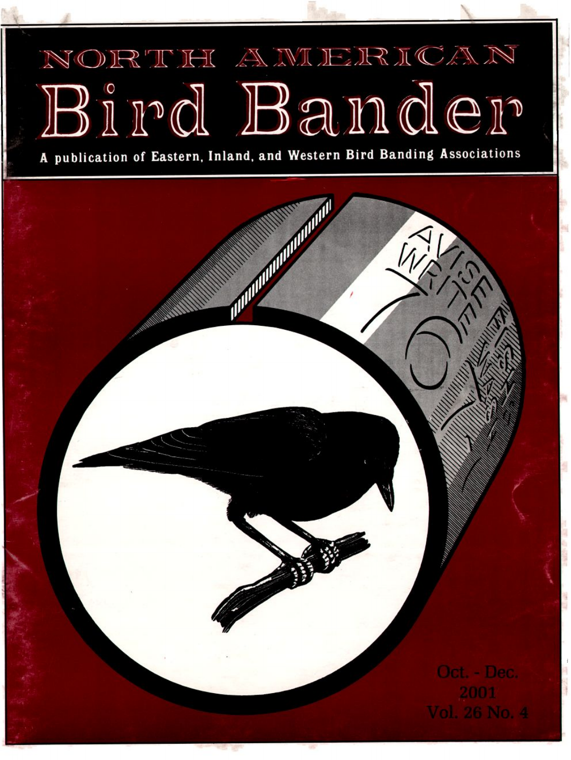# NORTH AMERICAN Bird Bander

A publication of Eastern, Inland, and Western Bird Banding Associations

Oct. - Dec.
2001
Vol. 26 No. 4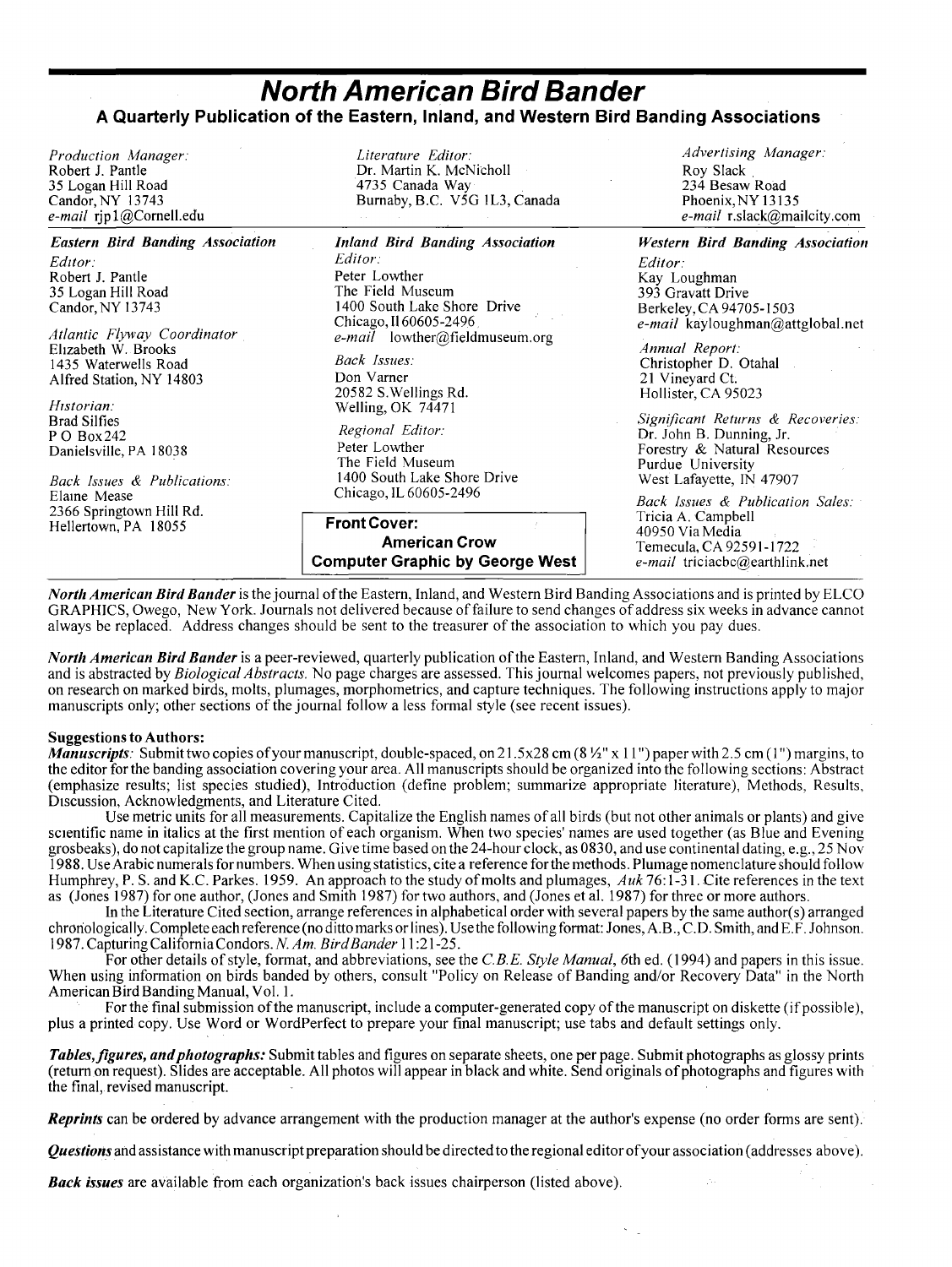# North American Bird Bander

## A Quarterly Publication of the Eastern, Inland, and Western Bird Banding Associations

*Production Manager:*
Robert J. Pantle
35 Logan Hill Road
Candor, NY 13743
*e-mail* rjp1@Cornell.edu

*Literature Editor:*
Dr. Martin K. McNicholl
4735 Canada Way
Burnaby, B.C. V5G 1L3, Canada

*Advertising Manager:*
Roy Slack
234 Besaw Road
Phoenix, NY 13135
*e-mail* r.slack@mailcity.com

### *Eastern Bird Banding Association*

*Editor:*
Robert J. Pantle
35 Logan Hill Road
Candor, NY 13743

*Atlantic Flyway Coordinator:*
Elizabeth W. Brooks
1435 Waterwells Road
Alfred Station, NY 14803

*Historian:*
Brad Silfies
P O Box 242
Danielsville, PA 18038

*Back Issues & Publications:*
Elaine Mease
2366 Springtown Hill Rd.
Hellertown, PA 18055

### *Inland Bird Banding Association*

*Editor:*
Peter Lowther
The Field Museum
1400 South Lake Shore Drive
Chicago, Il 60605-2496
*e-mail* lowther@fieldmuseum.org

*Back Issues:*
Don Varner
20582 S.Wellings Rd.
Welling, OK 74471

*Regional Editor:*
Peter Lowther
The Field Museum
1400 South Lake Shore Drive
Chicago, IL 60605-2496

### *Western Bird Banding Association*

*Editor:*
Kay Loughman
393 Gravatt Drive
Berkeley, CA 94705-1503
*e-mail* kayloughman@attglobal.net

*Annual Report:*
Christopher D. Otahal
21 Vineyard Ct.
Hollister, CA 95023

*Significant Returns & Recoveries:*
Dr. John B. Dunning, Jr.
Forestry & Natural Resources
Purdue University
West Lafayette, IN 47907

*Back Issues & Publication Sales:*
Tricia A. Campbell
40950 Via Media
Temecula, CA 92591-1722
*e-mail* triciacbc@earthlink.net

**Front Cover:**
**American Crow**
**Computer Graphic by George West**

***North American Bird Bander*** is the journal of the Eastern, Inland, and Western Bird Banding Associations and is printed by ELCO GRAPHICS, Owego, New York. Journals not delivered because of failure to send changes of address six weeks in advance cannot always be replaced. Address changes should be sent to the treasurer of the association to which you pay dues.

***North American Bird Bander*** is a peer-reviewed, quarterly publication of the Eastern, Inland, and Western Banding Associations and is abstracted by *Biological Abstracts*. No page charges are assessed. This journal welcomes papers, not previously published, on research on marked birds, molts, plumages, morphometrics, and capture techniques. The following instructions apply to major manuscripts only; other sections of the journal follow a less formal style (see recent issues).

**Suggestions to Authors:**

***Manuscripts***: Submit two copies of your manuscript, double-spaced, on 21.5x28 cm (8 ½" x 11") paper with 2.5 cm (1") margins, to the editor for the banding association covering your area. All manuscripts should be organized into the following sections: Abstract (emphasize results; list species studied), Introduction (define problem; summarize appropriate literature), Methods, Results, Discussion, Acknowledgments, and Literature Cited.

Use metric units for all measurements. Capitalize the English names of all birds (but not other animals or plants) and give scientific name in italics at the first mention of each organism. When two species' names are used together (as Blue and Evening grosbeaks), do not capitalize the group name. Give time based on the 24-hour clock, as 0830, and use continental dating, e.g., 25 Nov 1988. Use Arabic numerals for numbers. When using statistics, cite a reference for the methods. Plumage nomenclature should follow Humphrey, P. S. and K.C. Parkes. 1959. An approach to the study of molts and plumages, *Auk* 76:1-31. Cite references in the text as (Jones 1987) for one author, (Jones and Smith 1987) for two authors, and (Jones et al. 1987) for three or more authors.

In the Literature Cited section, arrange references in alphabetical order with several papers by the same author(s) arranged chronologically. Complete each reference (no ditto marks or lines). Use the following format: Jones, A.B., C.D. Smith, and E.F. Johnson. 1987. Capturing California Condors. *N. Am. Bird Bander* 11:21-25.

For other details of style, format, and abbreviations, see the *C.B.E. Style Manual*, 6th ed. (1994) and papers in this issue. When using information on birds banded by others, consult "Policy on Release of Banding and/or Recovery Data" in the North American Bird Banding Manual, Vol. 1.

For the final submission of the manuscript, include a computer-generated copy of the manuscript on diskette (if possible), plus a printed copy. Use Word or WordPerfect to prepare your final manuscript; use tabs and default settings only.

***Tables, figures, and photographs:*** Submit tables and figures on separate sheets, one per page. Submit photographs as glossy prints (return on request). Slides are acceptable. All photos will appear in black and white. Send originals of photographs and figures with the final, revised manuscript.

***Reprints*** can be ordered by advance arrangement with the production manager at the author's expense (no order forms are sent).

***Questions*** and assistance with manuscript preparation should be directed to the regional editor of your association (addresses above).

***Back issues*** are available from each organization's back issues chairperson (listed above).